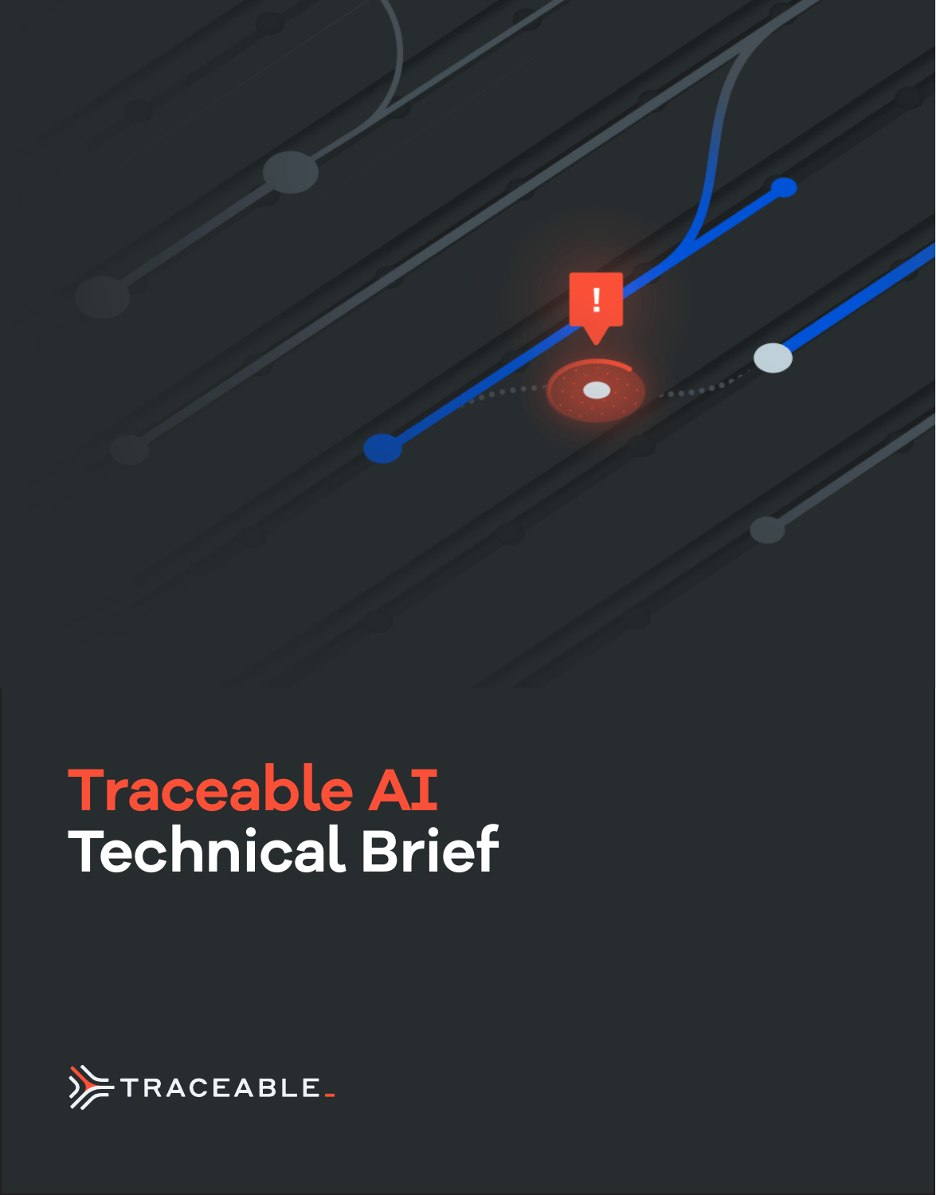# Traceable AI Technical Brief

TRACEABLE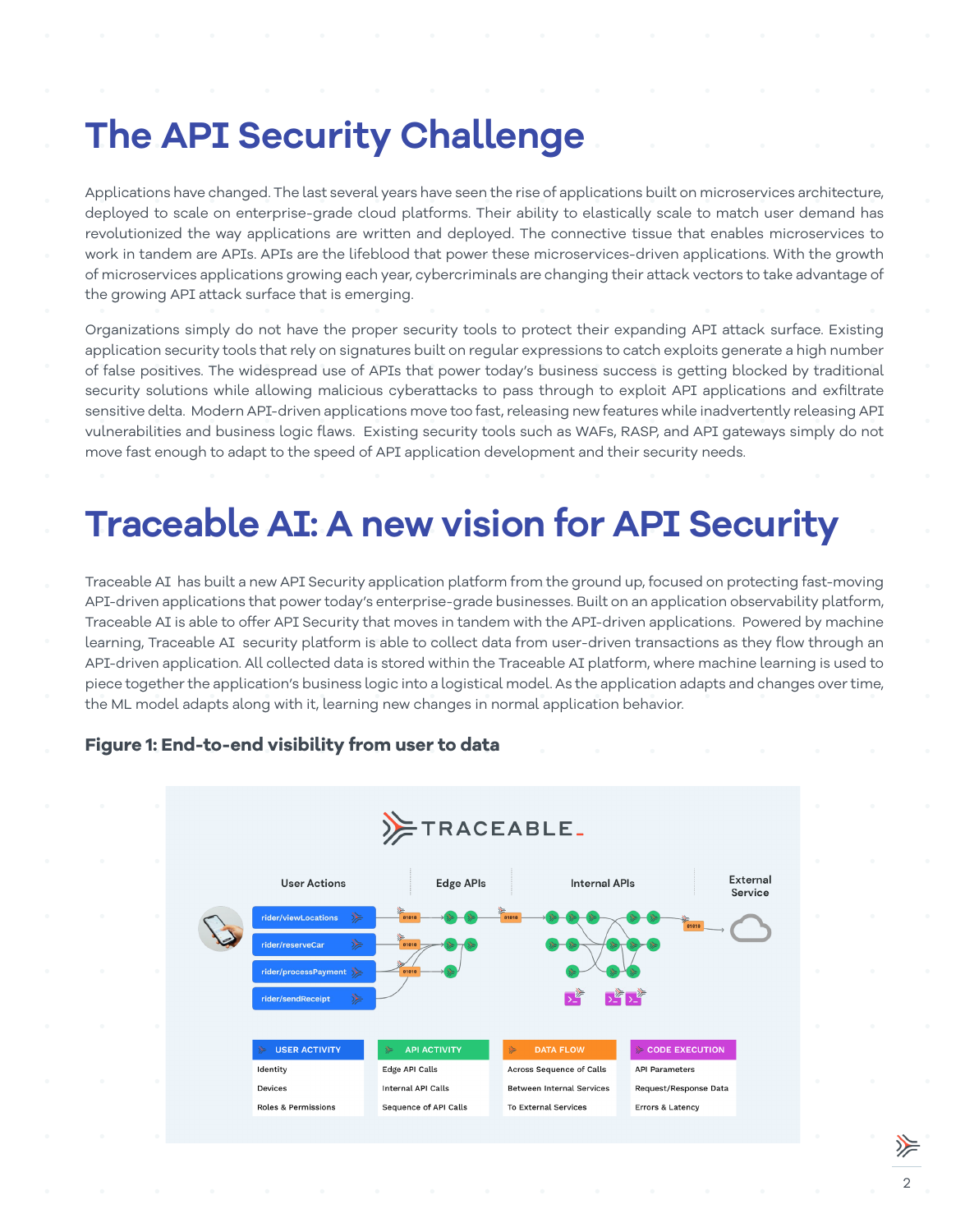# The API Security Challenge

Applications have changed. The last several years have seen the rise of applications built on microservices architecture, deployed to scale on enterprise-grade cloud platforms. Their ability to elastically scale to match user demand has revolutionized the way applications are written and deployed. The connective tissue that enables microservices to work in tandem are APIs. APIs are the lifeblood that power these microservices-driven applications. With the growth of microservices applications growing each year, cybercriminals are changing their attack vectors to take advantage of the growing API attack surface that is emerging.

Organizations simply do not have the proper security tools to protect their expanding API attack surface. Existing application security tools that rely on signatures built on regular expressions to catch exploits generate a high number of false positives. The widespread use of APIs that power today's business success is getting blocked by traditional security solutions while allowing malicious cyberattacks to pass through to exploit API applications and exfiltrate sensitive delta. Modern API-driven applications move too fast, releasing new features while inadvertently releasing API vulnerabilities and business logic flaws. Existing security tools such as WAFs, RASP, and API gateways simply do not move fast enough to adapt to the speed of API application development and their security needs.

# Traceable AI: A new vision for API Security

Traceable AI has built a new API Security application platform from the ground up, focused on protecting fast-moving API-driven applications that power today's enterprise-grade businesses. Built on an application observability platform, Traceable AI is able to offer API Security that moves in tandem with the API-driven applications. Powered by machine learning, Traceable AI security platform is able to collect data from user-driven transactions as they flow through an API-driven application. All collected data is stored within the Traceable AI platform, where machine learning is used to piece together the application's business logic into a logistical model. As the application adapts and changes over time, the ML model adapts along with it, learning new changes in normal application behavior.

### Figure 1: End-to-end visibility from user to data

TRACEABLE

| User Actions | Edge APIs | Internal APIs | External Service |
|---|---|---|---|
| rider/viewLocations | | | |
| rider/reserveCar | | | |
| rider/processPayment | | | |
| rider/sendReceipt | | | |

| USER ACTIVITY | API ACTIVITY | DATA FLOW | CODE EXECUTION |
|---|---|---|---|
| Identity | Edge API Calls | Across Sequence of Calls | API Parameters |
| Devices | Internal API Calls | Between Internal Services | Request/Response Data |
| Roles & Permissions | Sequence of API Calls | To External Services | Errors & Latency |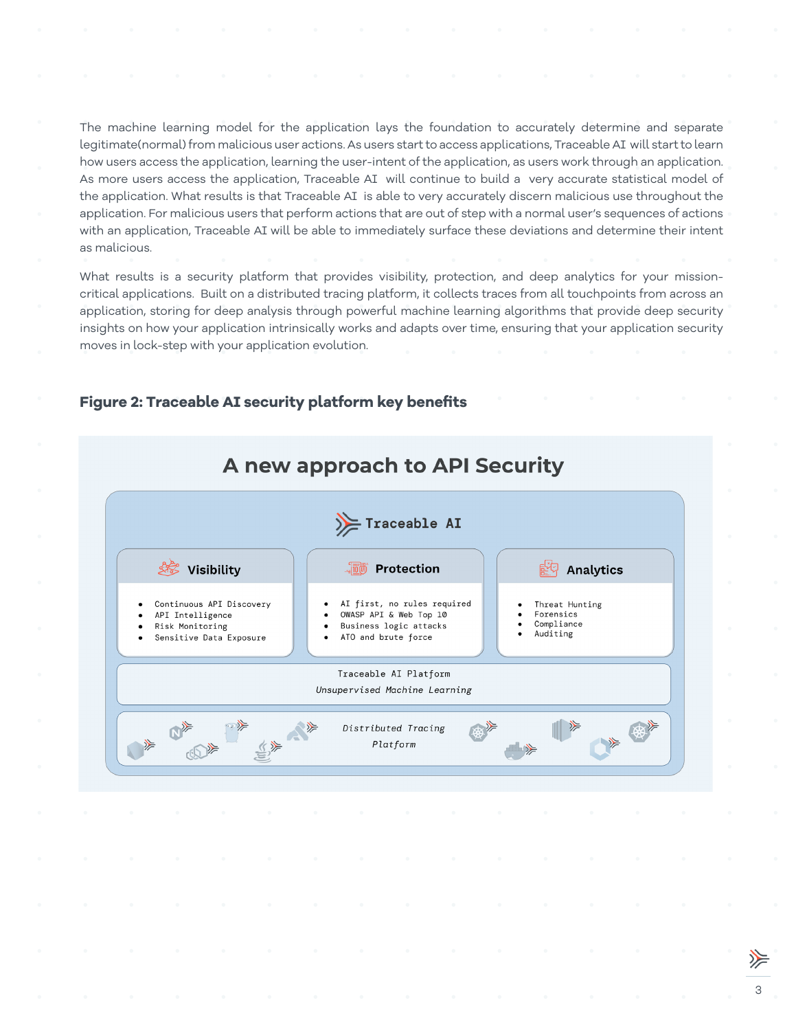The machine learning model for the application lays the foundation to accurately determine and separate legitimate(normal) from malicious user actions. As users start to access applications, Traceable AI will start to learn how users access the application, learning the user-intent of the application, as users work through an application. As more users access the application, Traceable AI will continue to build a very accurate statistical model of the application. What results is that Traceable AI is able to very accurately discern malicious use throughout the application. For malicious users that perform actions that are out of step with a normal user's sequences of actions with an application, Traceable AI will be able to immediately surface these deviations and determine their intent as malicious.

What results is a security platform that provides visibility, protection, and deep analytics for your mission-critical applications. Built on a distributed tracing platform, it collects traces from all touchpoints from across an application, storing for deep analysis through powerful machine learning algorithms that provide deep security insights on how your application intrinsically works and adapts over time, ensuring that your application security moves in lock-step with your application evolution.

### Figure 2: Traceable AI security platform key benefits

## A new approach to API Security

**Traceable AI**

**Visibility**

- Continuous API Discovery
- API Intelligence
- Risk Monitoring
- Sensitive Data Exposure

**Protection**

- AI first, no rules required
- OWASP API & Web Top 10
- Business logic attacks
- ATO and brute force

**Analytics**

- Threat Hunting
- Forensics
- Compliance
- Auditing

Traceable AI Platform

*Unsupervised Machine Learning*

*Distributed Tracing Platform*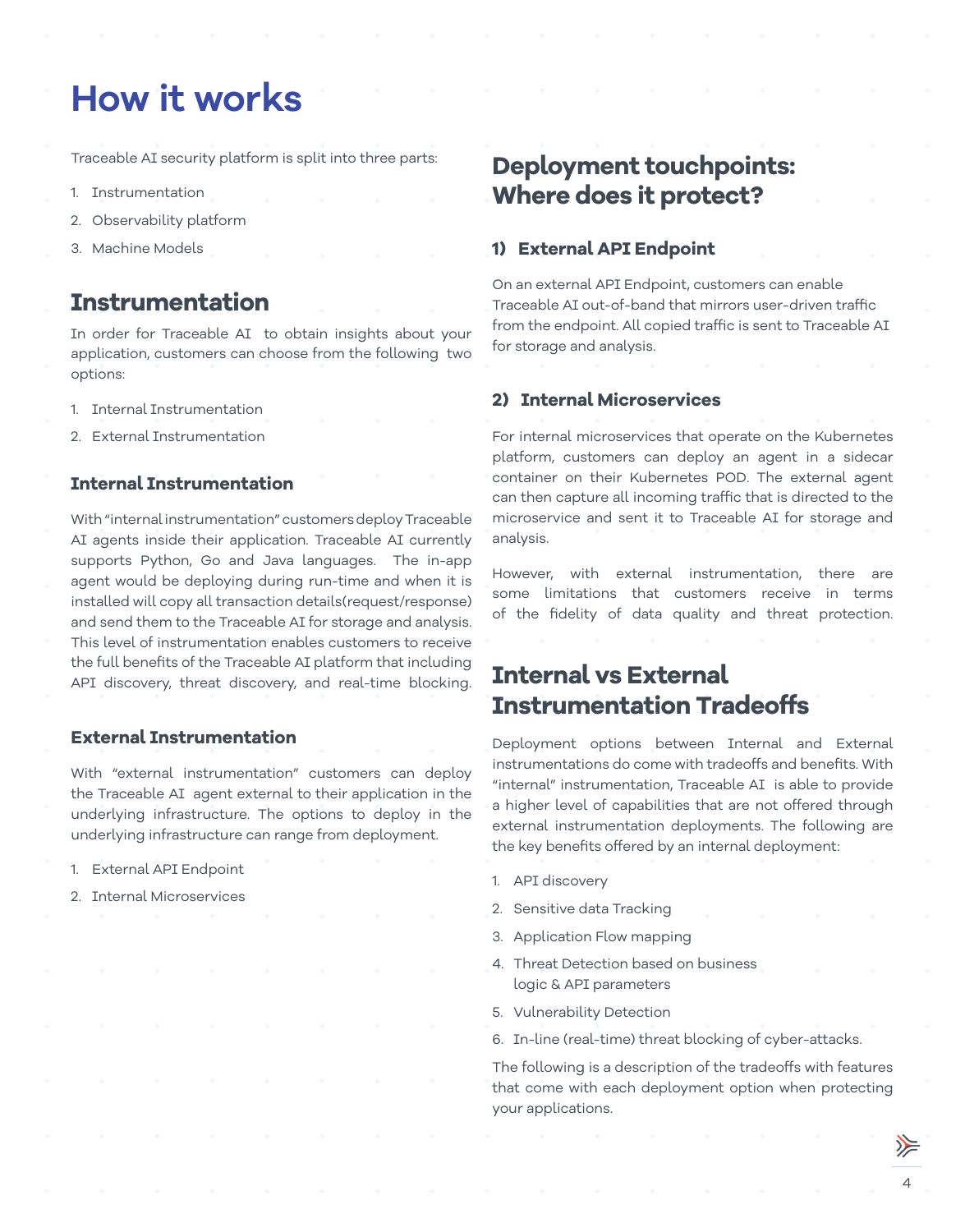# How it works

Traceable AI security platform is split into three parts:

1. Instrumentation
2. Observability platform
3. Machine Models

## Instrumentation

In order for Traceable AI to obtain insights about your application, customers can choose from the following two options:

1. Internal Instrumentation
2. External Instrumentation

### Internal Instrumentation

With "internal instrumentation" customers deploy Traceable AI agents inside their application. Traceable AI currently supports Python, Go and Java languages. The in-app agent would be deploying during run-time and when it is installed will copy all transaction details(request/response) and send them to the Traceable AI for storage and analysis. This level of instrumentation enables customers to receive the full benefits of the Traceable AI platform that including API discovery, threat discovery, and real-time blocking.

### External Instrumentation

With "external instrumentation" customers can deploy the Traceable AI agent external to their application in the underlying infrastructure. The options to deploy in the underlying infrastructure can range from deployment.

1. External API Endpoint
2. Internal Microservices

## Deployment touchpoints: Where does it protect?

### 1) External API Endpoint

On an external API Endpoint, customers can enable Traceable AI out-of-band that mirrors user-driven traffic from the endpoint. All copied traffic is sent to Traceable AI for storage and analysis.

### 2) Internal Microservices

For internal microservices that operate on the Kubernetes platform, customers can deploy an agent in a sidecar container on their Kubernetes POD. The external agent can then capture all incoming traffic that is directed to the microservice and sent it to Traceable AI for storage and analysis.

However, with external instrumentation, there are some limitations that customers receive in terms of the fidelity of data quality and threat protection.

## Internal vs External Instrumentation Tradeoffs

Deployment options between Internal and External instrumentations do come with tradeoffs and benefits. With "internal" instrumentation, Traceable AI is able to provide a higher level of capabilities that are not offered through external instrumentation deployments. The following are the key benefits offered by an internal deployment:

1. API discovery
2. Sensitive data Tracking
3. Application Flow mapping
4. Threat Detection based on business logic & API parameters
5. Vulnerability Detection
6. In-line (real-time) threat blocking of cyber-attacks.

The following is a description of the tradeoffs with features that come with each deployment option when protecting your applications.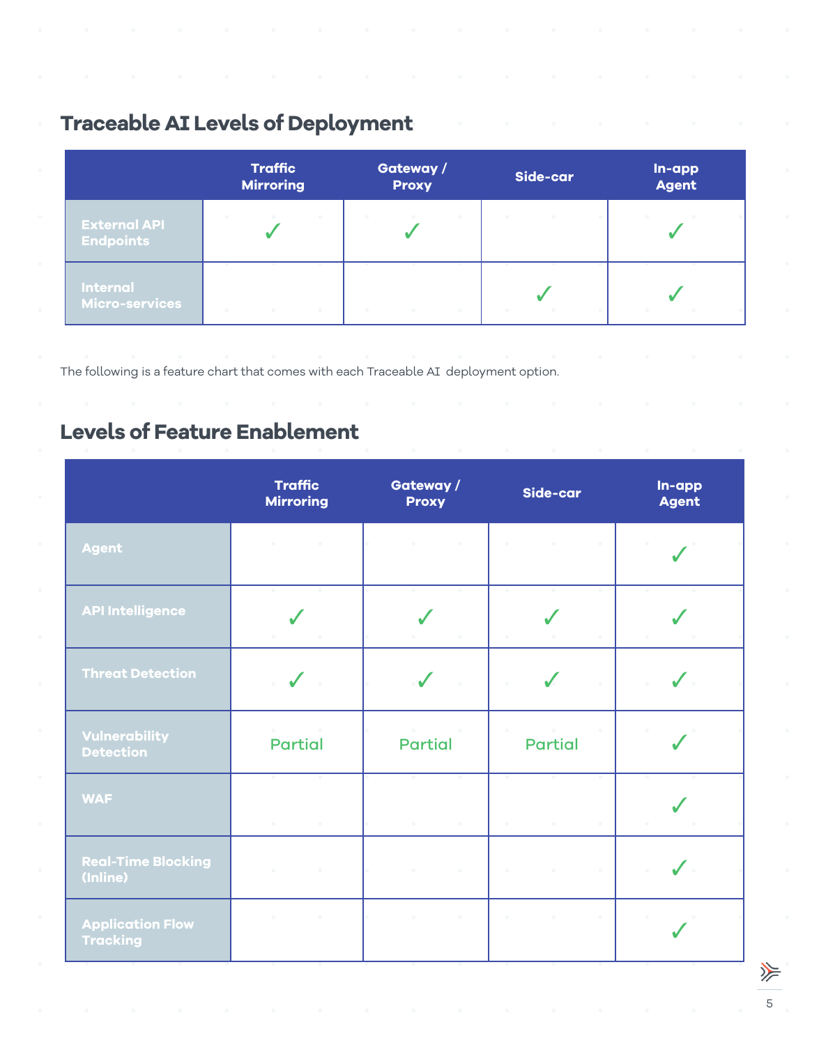## Traceable AI Levels of Deployment

| | Traffic Mirroring | Gateway / Proxy | Side-car | In-app Agent |
|---|---|---|---|---|
| External API Endpoints | ✓ | ✓ | | ✓ |
| Internal Micro-services | | | ✓ | ✓ |

The following is a feature chart that comes with each Traceable AI deployment option.

## Levels of Feature Enablement

| | Traffic Mirroring | Gateway / Proxy | Side-car | In-app Agent |
|---|---|---|---|---|
| Agent | | | | ✓ |
| API Intelligence | ✓ | ✓ | ✓ | ✓ |
| Threat Detection | ✓ | ✓ | ✓ | ✓ |
| Vulnerability Detection | Partial | Partial | Partial | ✓ |
| WAF | | | | ✓ |
| Real-Time Blocking (Inline) | | | | ✓ |
| Application Flow Tracking | | | | ✓ |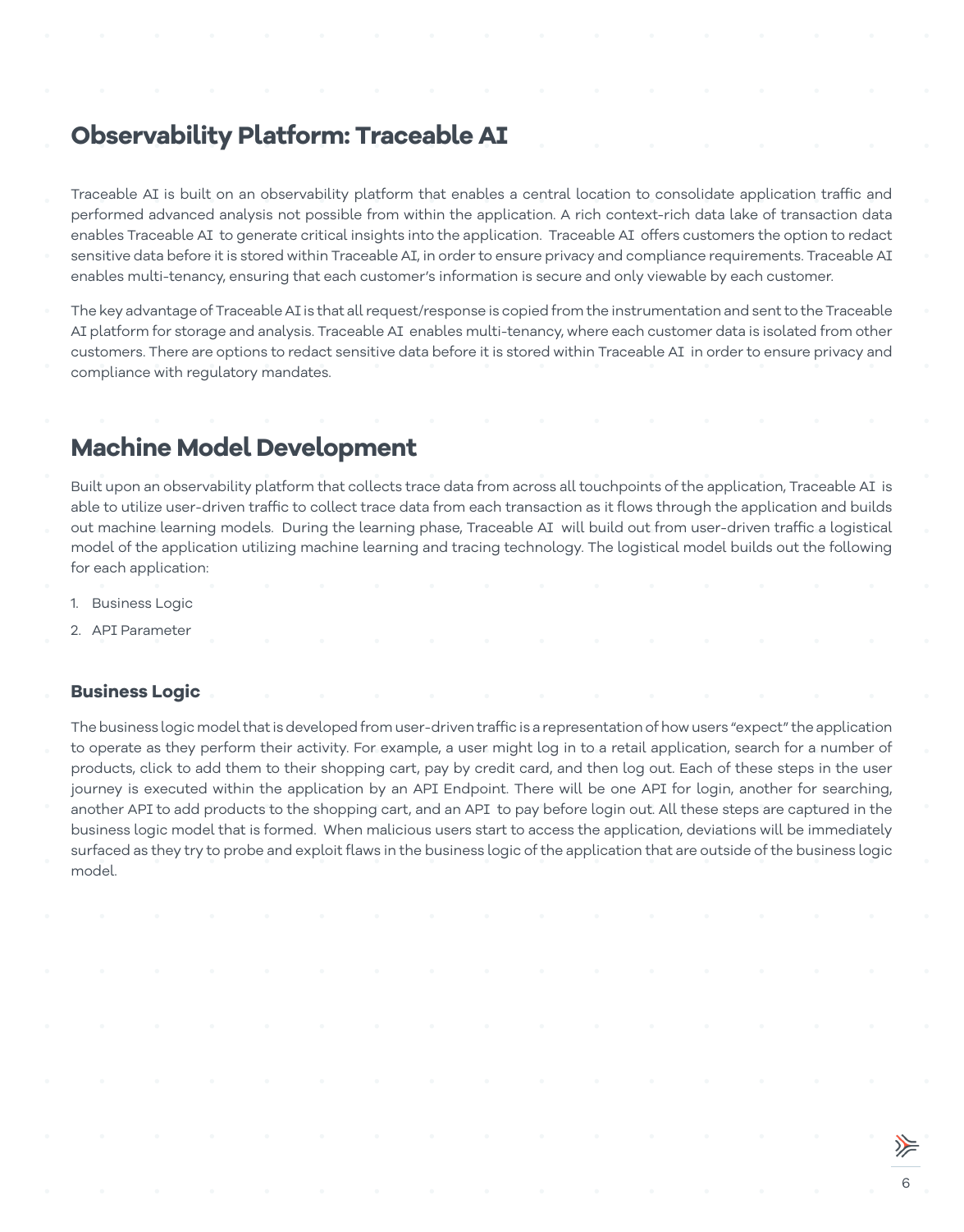## Observability Platform: Traceable AI

Traceable AI is built on an observability platform that enables a central location to consolidate application traffic and performed advanced analysis not possible from within the application. A rich context-rich data lake of transaction data enables Traceable AI to generate critical insights into the application. Traceable AI offers customers the option to redact sensitive data before it is stored within Traceable AI, in order to ensure privacy and compliance requirements. Traceable AI enables multi-tenancy, ensuring that each customer's information is secure and only viewable by each customer.

The key advantage of Traceable AI is that all request/response is copied from the instrumentation and sent to the Traceable AI platform for storage and analysis. Traceable AI enables multi-tenancy, where each customer data is isolated from other customers. There are options to redact sensitive data before it is stored within Traceable AI in order to ensure privacy and compliance with regulatory mandates.

## Machine Model Development

Built upon an observability platform that collects trace data from across all touchpoints of the application, Traceable AI is able to utilize user-driven traffic to collect trace data from each transaction as it flows through the application and builds out machine learning models. During the learning phase, Traceable AI will build out from user-driven traffic a logistical model of the application utilizing machine learning and tracing technology. The logistical model builds out the following for each application:

1. Business Logic
2. API Parameter

### Business Logic

The business logic model that is developed from user-driven traffic is a representation of how users "expect" the application to operate as they perform their activity. For example, a user might log in to a retail application, search for a number of products, click to add them to their shopping cart, pay by credit card, and then log out. Each of these steps in the user journey is executed within the application by an API Endpoint. There will be one API for login, another for searching, another API to add products to the shopping cart, and an API to pay before login out. All these steps are captured in the business logic model that is formed. When malicious users start to access the application, deviations will be immediately surfaced as they try to probe and exploit flaws in the business logic of the application that are outside of the business logic model.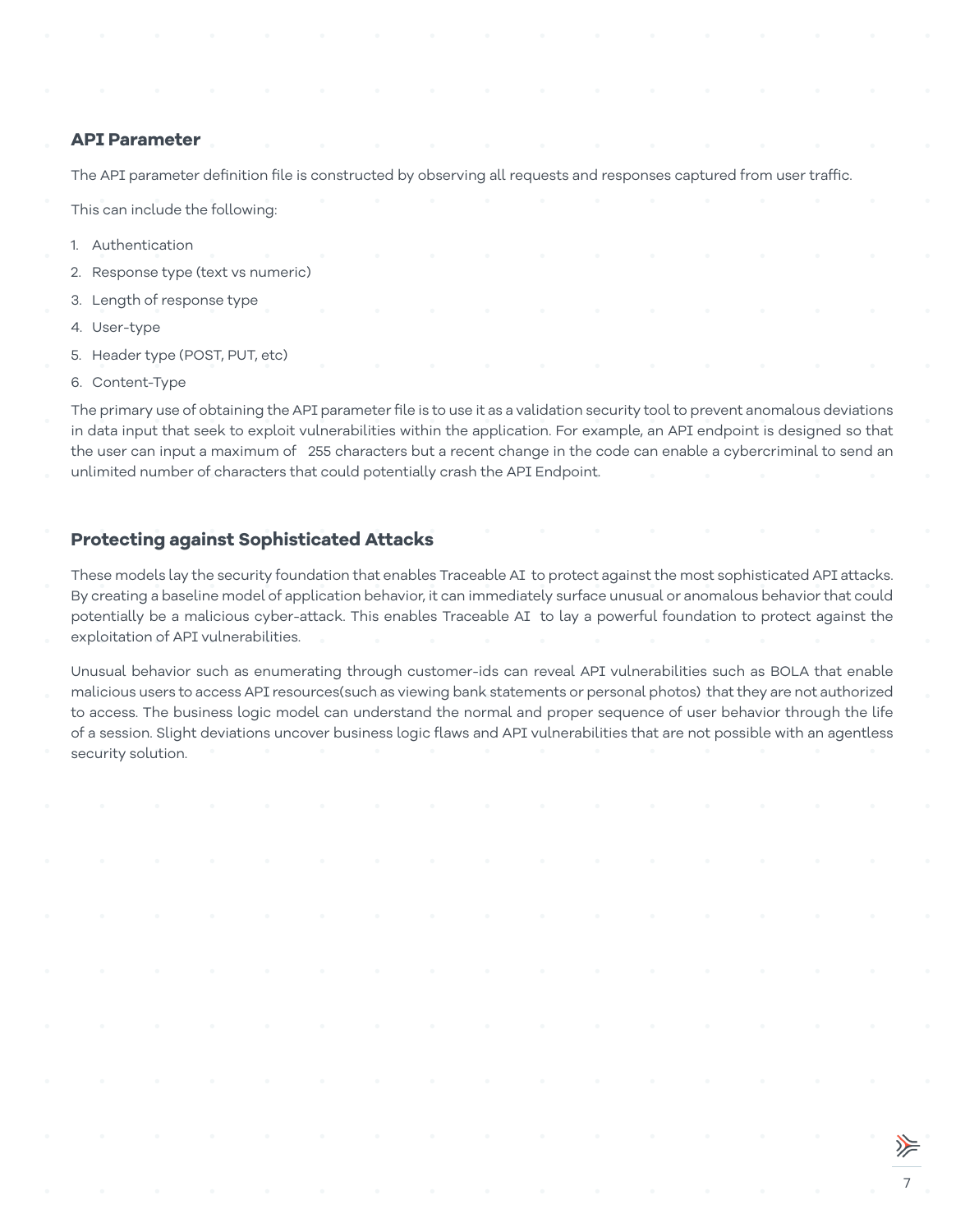### API Parameter

The API parameter definition file is constructed by observing all requests and responses captured from user traffic.

This can include the following:

1. Authentication
2. Response type (text vs numeric)
3. Length of response type
4. User-type
5. Header type (POST, PUT, etc)
6. Content-Type

The primary use of obtaining the API parameter file is to use it as a validation security tool to prevent anomalous deviations in data input that seek to exploit vulnerabilities within the application. For example, an API endpoint is designed so that the user can input a maximum of 255 characters but a recent change in the code can enable a cybercriminal to send an unlimited number of characters that could potentially crash the API Endpoint.

### Protecting against Sophisticated Attacks

These models lay the security foundation that enables Traceable AI to protect against the most sophisticated API attacks. By creating a baseline model of application behavior, it can immediately surface unusual or anomalous behavior that could potentially be a malicious cyber-attack. This enables Traceable AI to lay a powerful foundation to protect against the exploitation of API vulnerabilities.

Unusual behavior such as enumerating through customer-ids can reveal API vulnerabilities such as BOLA that enable malicious users to access API resources(such as viewing bank statements or personal photos) that they are not authorized to access. The business logic model can understand the normal and proper sequence of user behavior through the life of a session. Slight deviations uncover business logic flaws and API vulnerabilities that are not possible with an agentless security solution.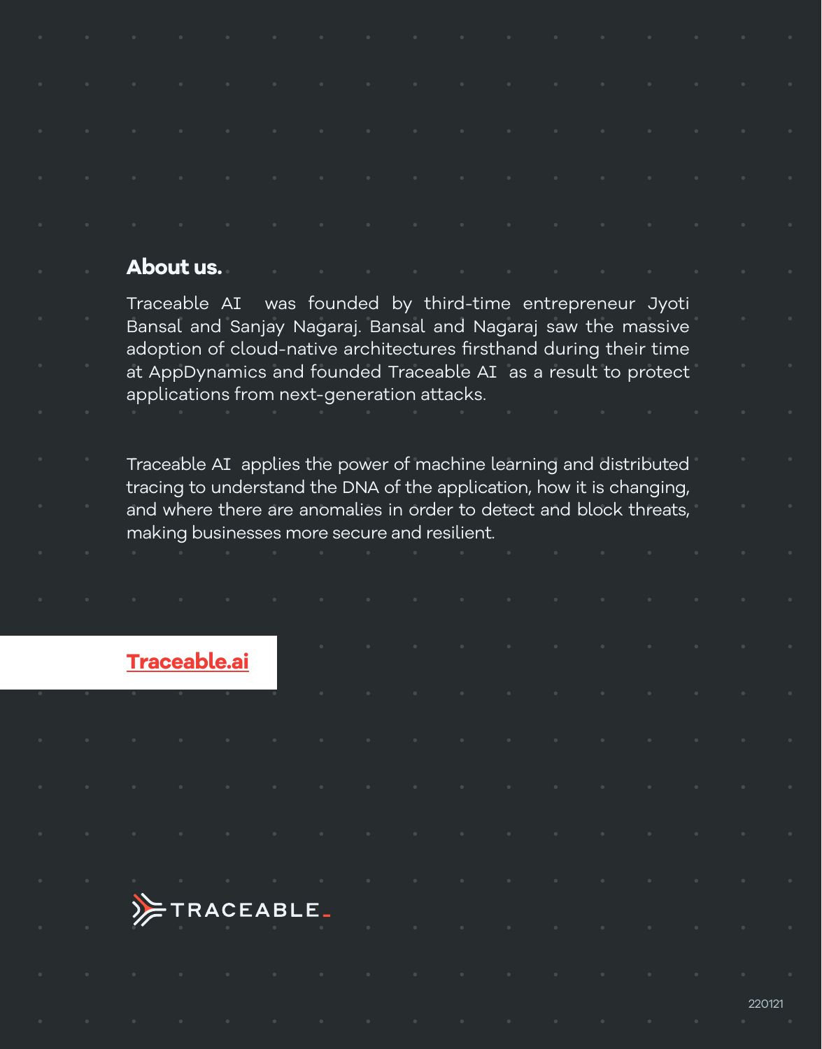## About us.

Traceable AI was founded by third-time entrepreneur Jyoti Bansal and Sanjay Nagaraj. Bansal and Nagaraj saw the massive adoption of cloud-native architectures firsthand during their time at AppDynamics and founded Traceable AI as a result to protect applications from next-generation attacks.

Traceable AI applies the power of machine learning and distributed tracing to understand the DNA of the application, how it is changing, and where there are anomalies in order to detect and block threats, making businesses more secure and resilient.

**Traceable.ai**

TRACEABLE

220121